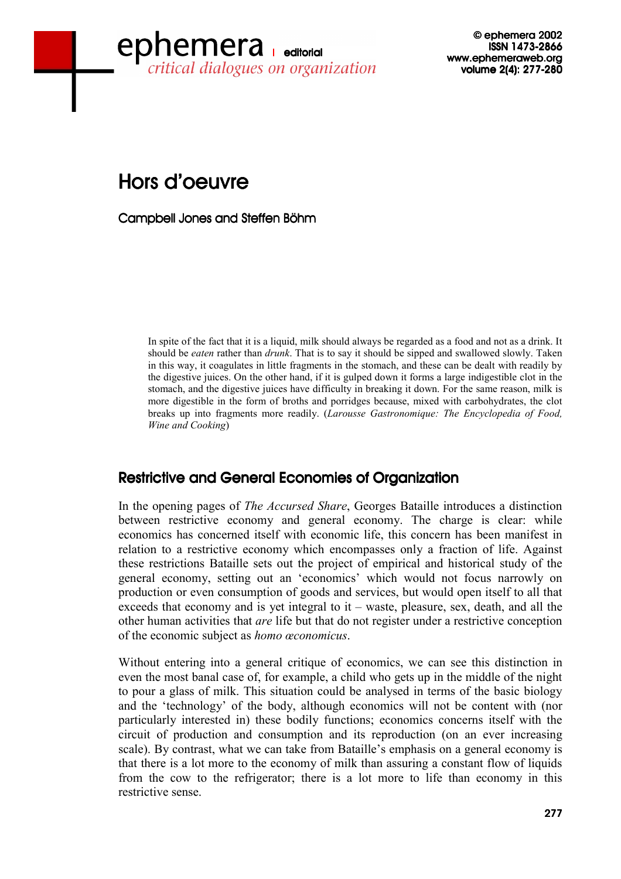# Hors d'oeuvre

**Campbell Jones and Steffen Böhm**

> In spite of the fact that it is a liquid, milk should always be regarded as a food and not as a drink. It should be *eaten* rather than *drunk*. That is to say it should be sipped and swallowed slowly. Taken in this way, it coagulates in little fragments in the stomach, and these can be dealt with readily by the digestive juices. On the other hand, if it is gulped down it forms a large indigestible clot in the stomach, and the digestive juices have difficulty in breaking it down. For the same reason, milk is more digestible in the form of broths and porridges because, mixed with carbohydrates, the clot breaks up into fragments more readily. (*Larousse Gastronomique: The Encyclopedia of Food, Wine and Cooking*)

## Restrictive and General Economies of Organization

In the opening pages of *The Accursed Share*, Georges Bataille introduces a distinction between restrictive economy and general economy. The charge is clear: while economics has concerned itself with economic life, this concern has been manifest in relation to a restrictive economy which encompasses only a fraction of life. Against these restrictions Bataille sets out the project of empirical and historical study of the general economy, setting out an 'economics' which would not focus narrowly on production or even consumption of goods and services, but would open itself to all that exceeds that economy and is yet integral to it – waste, pleasure, sex, death, and all the other human activities that *are* life but that do not register under a restrictive conception of the economic subject as *homo œconomicus*.

Without entering into a general critique of economics, we can see this distinction in even the most banal case of, for example, a child who gets up in the middle of the night to pour a glass of milk. This situation could be analysed in terms of the basic biology and the 'technology' of the body, although economics will not be content with (nor particularly interested in) these bodily functions; economics concerns itself with the circuit of production and consumption and its reproduction (on an ever increasing scale). By contrast, what we can take from Bataille's emphasis on a general economy is that there is a lot more to the economy of milk than assuring a constant flow of liquids from the cow to the refrigerator; there is a lot more to life than economy in this restrictive sense.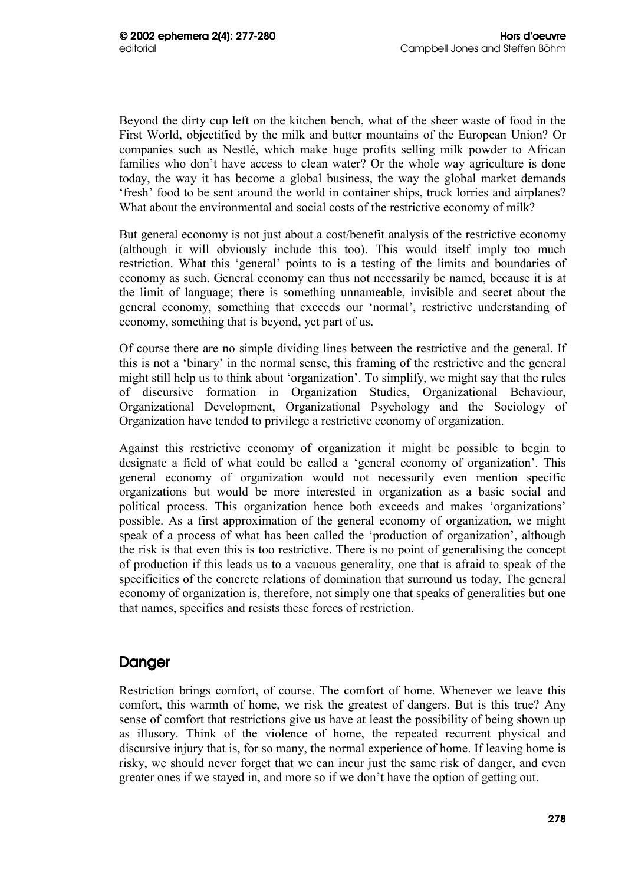Beyond the dirty cup left on the kitchen bench, what of the sheer waste of food in the First World, objectified by the milk and butter mountains of the European Union? Or companies such as Nestlé, which make huge profits selling milk powder to African families who don't have access to clean water? Or the whole way agriculture is done today, the way it has become a global business, the way the global market demands 'fresh' food to be sent around the world in container ships, truck lorries and airplanes? What about the environmental and social costs of the restrictive economy of milk?

But general economy is not just about a cost/benefit analysis of the restrictive economy (although it will obviously include this too). This would itself imply too much restriction. What this 'general' points to is a testing of the limits and boundaries of economy as such. General economy can thus not necessarily be named, because it is at the limit of language; there is something unnameable, invisible and secret about the general economy, something that exceeds our 'normal', restrictive understanding of economy, something that is beyond, yet part of us.

Of course there are no simple dividing lines between the restrictive and the general. If this is not a 'binary' in the normal sense, this framing of the restrictive and the general might still help us to think about 'organization'. To simplify, we might say that the rules of discursive formation in Organization Studies, Organizational Behaviour, Organizational Development, Organizational Psychology and the Sociology of Organization have tended to privilege a restrictive economy of organization.

Against this restrictive economy of organization it might be possible to begin to designate a field of what could be called a 'general economy of organization'. This general economy of organization would not necessarily even mention specific organizations but would be more interested in organization as a basic social and political process. This organization hence both exceeds and makes 'organizations' possible. As a first approximation of the general economy of organization, we might speak of a process of what has been called the 'production of organization', although the risk is that even this is too restrictive. There is no point of generalising the concept of production if this leads us to a vacuous generality, one that is afraid to speak of the specificities of the concrete relations of domination that surround us today. The general economy of organization is, therefore, not simply one that speaks of generalities but one that names, specifies and resists these forces of restriction.

## Danger

Restriction brings comfort, of course. The comfort of home. Whenever we leave this comfort, this warmth of home, we risk the greatest of dangers. But is this true? Any sense of comfort that restrictions give us have at least the possibility of being shown up as illusory. Think of the violence of home, the repeated recurrent physical and discursive injury that is, for so many, the normal experience of home. If leaving home is risky, we should never forget that we can incur just the same risk of danger, and even greater ones if we stayed in, and more so if we don't have the option of getting out.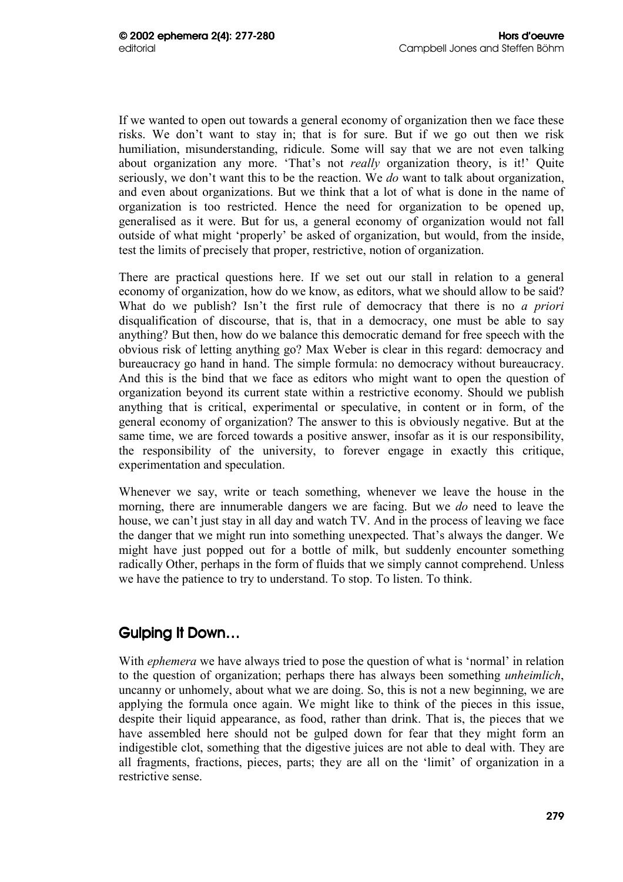If we wanted to open out towards a general economy of organization then we face these risks. We don't want to stay in; that is for sure. But if we go out then we risk humiliation, misunderstanding, ridicule. Some will say that we are not even talking about organization any more. 'That's not *really* organization theory, is it!' Quite seriously, we don't want this to be the reaction. We *do* want to talk about organization, and even about organizations. But we think that a lot of what is done in the name of organization is too restricted. Hence the need for organization to be opened up, generalised as it were. But for us, a general economy of organization would not fall outside of what might 'properly' be asked of organization, but would, from the inside, test the limits of precisely that proper, restrictive, notion of organization.

There are practical questions here. If we set out our stall in relation to a general economy of organization, how do we know, as editors, what we should allow to be said? What do we publish? Isn't the first rule of democracy that there is no *a priori* disqualification of discourse, that is, that in a democracy, one must be able to say anything? But then, how do we balance this democratic demand for free speech with the obvious risk of letting anything go? Max Weber is clear in this regard: democracy and bureaucracy go hand in hand. The simple formula: no democracy without bureaucracy. And this is the bind that we face as editors who might want to open the question of organization beyond its current state within a restrictive economy. Should we publish anything that is critical, experimental or speculative, in content or in form, of the general economy of organization? The answer to this is obviously negative. But at the same time, we are forced towards a positive answer, insofar as it is our responsibility, the responsibility of the university, to forever engage in exactly this critique, experimentation and speculation.

Whenever we say, write or teach something, whenever we leave the house in the morning, there are innumerable dangers we are facing. But we *do* need to leave the house, we can't just stay in all day and watch TV. And in the process of leaving we face the danger that we might run into something unexpected. That's always the danger. We might have just popped out for a bottle of milk, but suddenly encounter something radically Other, perhaps in the form of fluids that we simply cannot comprehend. Unless we have the patience to try to understand. To stop. To listen. To think.

## Gulping It Down…

With *ephemera* we have always tried to pose the question of what is 'normal' in relation to the question of organization; perhaps there has always been something *unheimlich*, uncanny or unhomely, about what we are doing. So, this is not a new beginning, we are applying the formula once again. We might like to think of the pieces in this issue, despite their liquid appearance, as food, rather than drink. That is, the pieces that we have assembled here should not be gulped down for fear that they might form an indigestible clot, something that the digestive juices are not able to deal with. They are all fragments, fractions, pieces, parts; they are all on the 'limit' of organization in a restrictive sense.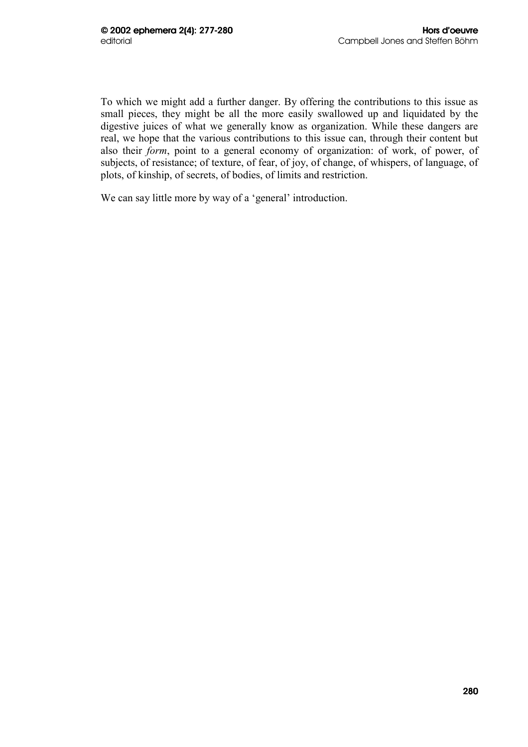To which we might add a further danger. By offering the contributions to this issue as small pieces, they might be all the more easily swallowed up and liquidated by the digestive juices of what we generally know as organization. While these dangers are real, we hope that the various contributions to this issue can, through their content but also their *form*, point to a general economy of organization: of work, of power, of subjects, of resistance; of texture, of fear, of joy, of change, of whispers, of language, of plots, of kinship, of secrets, of bodies, of limits and restriction.

We can say little more by way of a 'general' introduction.